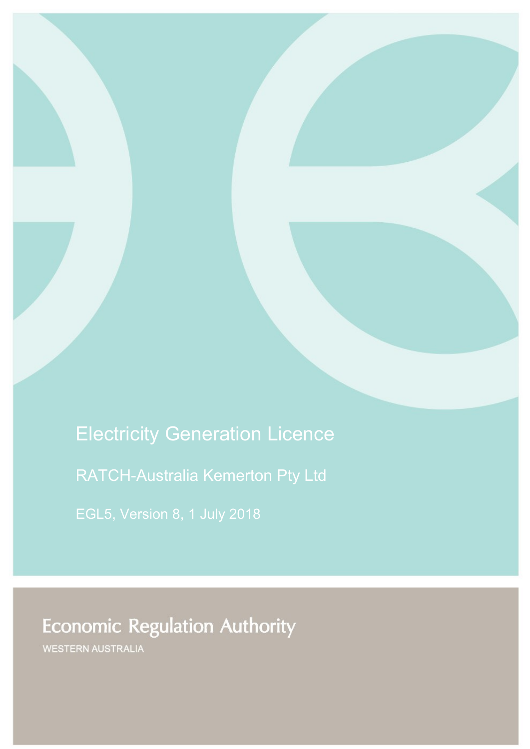# Electricity Generation Licence

## RATCH-Australia Kemerton Pty Ltd

EGL5, Version 8, 1 July 2018

Economic Regulation Authority

WESTERN AUSTRALIA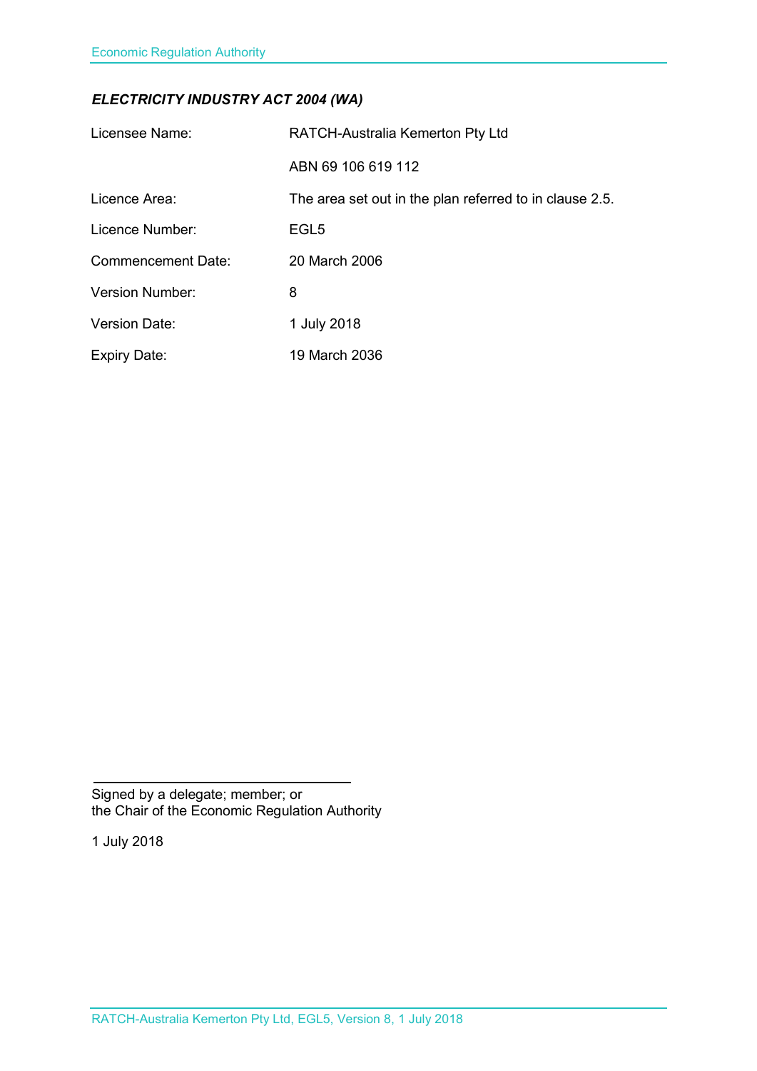***ELECTRICITY INDUSTRY ACT 2004 (WA)***

| | |
|---|---|
| Licensee Name: | RATCH-Australia Kemerton Pty Ltd |
| | ABN 69 106 619 112 |
| Licence Area: | The area set out in the plan referred to in clause 2.5. |
| Licence Number: | EGL5 |
| Commencement Date: | 20 March 2006 |
| Version Number: | 8 |
| Version Date: | 1 July 2018 |
| Expiry Date: | 19 March 2036 |

---

Signed by a delegate; member; or
the Chair of the Economic Regulation Authority

1 July 2018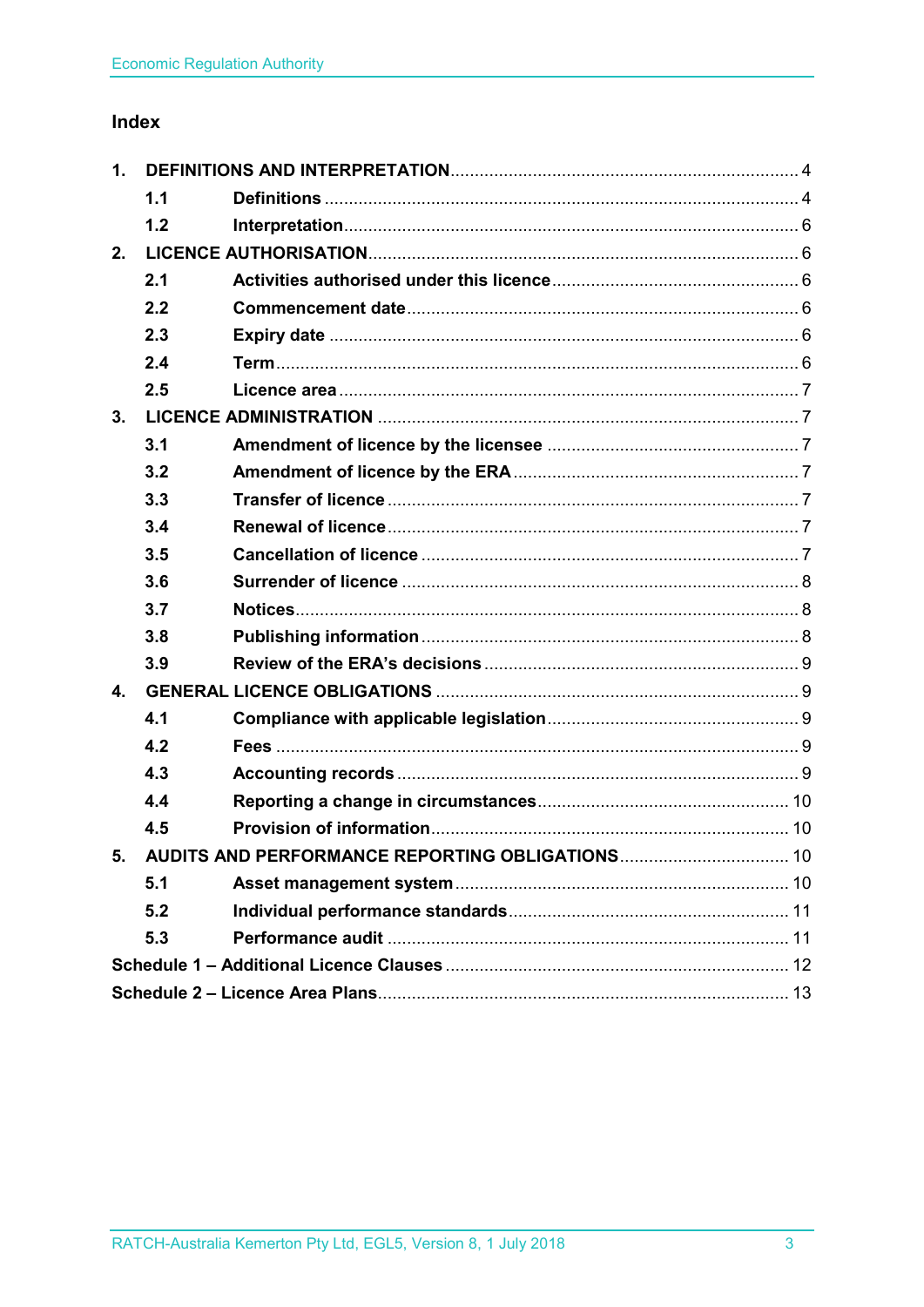## Index

| | | |
|---|---|---|
| **1.** | **DEFINITIONS AND INTERPRETATION** | 4 |
| **1.1** | **Definitions** | 4 |
| **1.2** | **Interpretation** | 6 |
| **2.** | **LICENCE AUTHORISATION** | 6 |
| **2.1** | **Activities authorised under this licence** | 6 |
| **2.2** | **Commencement date** | 6 |
| **2.3** | **Expiry date** | 6 |
| **2.4** | **Term** | 6 |
| **2.5** | **Licence area** | 7 |
| **3.** | **LICENCE ADMINISTRATION** | 7 |
| **3.1** | **Amendment of licence by the licensee** | 7 |
| **3.2** | **Amendment of licence by the ERA** | 7 |
| **3.3** | **Transfer of licence** | 7 |
| **3.4** | **Renewal of licence** | 7 |
| **3.5** | **Cancellation of licence** | 7 |
| **3.6** | **Surrender of licence** | 8 |
| **3.7** | **Notices** | 8 |
| **3.8** | **Publishing information** | 8 |
| **3.9** | **Review of the ERA's decisions** | 9 |
| **4.** | **GENERAL LICENCE OBLIGATIONS** | 9 |
| **4.1** | **Compliance with applicable legislation** | 9 |
| **4.2** | **Fees** | 9 |
| **4.3** | **Accounting records** | 9 |
| **4.4** | **Reporting a change in circumstances** | 10 |
| **4.5** | **Provision of information** | 10 |
| **5.** | **AUDITS AND PERFORMANCE REPORTING OBLIGATIONS** | 10 |
| **5.1** | **Asset management system** | 10 |
| **5.2** | **Individual performance standards** | 11 |
| **5.3** | **Performance audit** | 11 |
| **Schedule 1 – Additional Licence Clauses** | | 12 |
| **Schedule 2 – Licence Area Plans** | | 13 |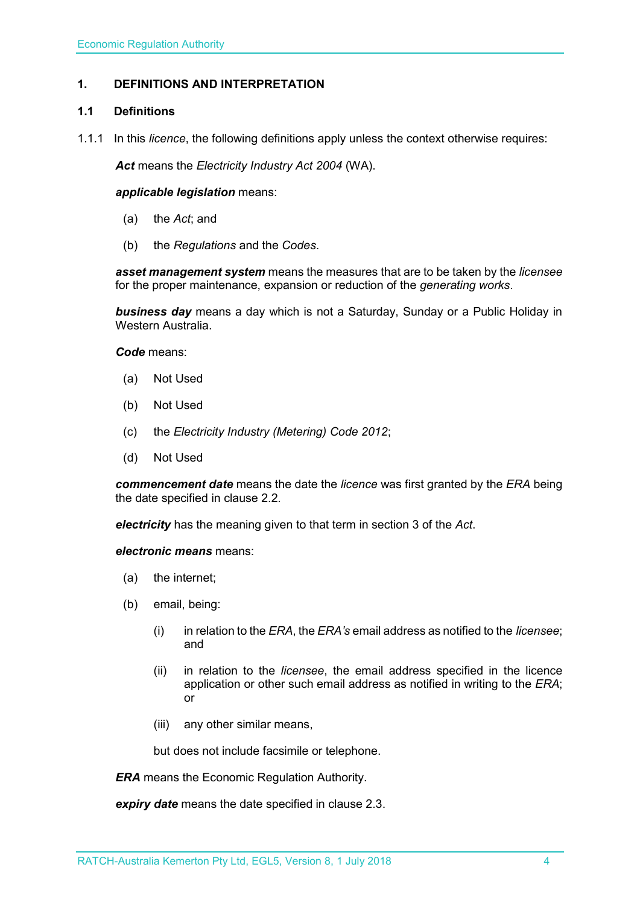## 1. DEFINITIONS AND INTERPRETATION

### 1.1 Definitions

1.1.1 In this *licence*, the following definitions apply unless the context otherwise requires:

***Act*** means the *Electricity Industry Act 2004* (WA).

***applicable legislation*** means:

(a) the *Act*; and

(b) the *Regulations* and the *Codes*.

***asset management system*** means the measures that are to be taken by the *licensee* for the proper maintenance, expansion or reduction of the *generating works*.

***business day*** means a day which is not a Saturday, Sunday or a Public Holiday in Western Australia.

***Code*** means:

(a) Not Used

(b) Not Used

(c) the *Electricity Industry (Metering) Code 2012*;

(d) Not Used

***commencement date*** means the date the *licence* was first granted by the *ERA* being the date specified in clause 2.2.

***electricity*** has the meaning given to that term in section 3 of the *Act*.

***electronic means*** means:

(a) the internet;

(b) email, being:

(i) in relation to the *ERA*, the *ERA's* email address as notified to the *licensee*; and

(ii) in relation to the *licensee*, the email address specified in the licence application or other such email address as notified in writing to the *ERA*; or

(iii) any other similar means,

but does not include facsimile or telephone.

***ERA*** means the Economic Regulation Authority.

***expiry date*** means the date specified in clause 2.3.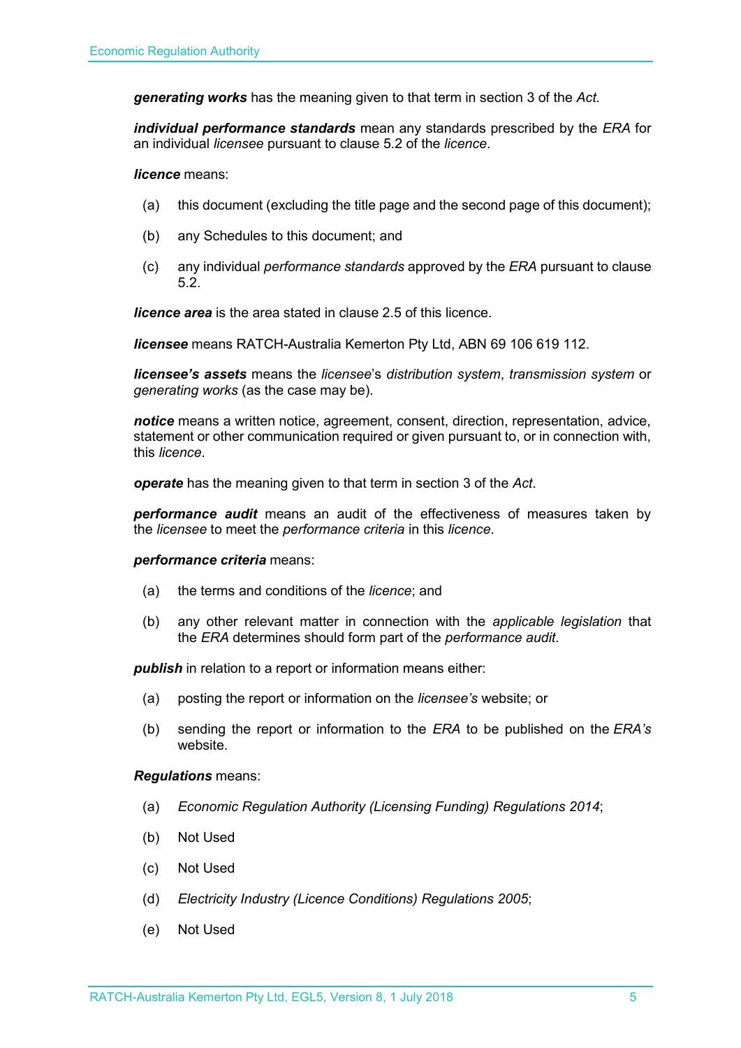***generating works*** has the meaning given to that term in section 3 of the *Act.*

***individual performance standards*** mean any standards prescribed by the *ERA* for an individual *licensee* pursuant to clause 5.2 of the *licence*.

***licence*** means:

(a) this document (excluding the title page and the second page of this document);

(b) any Schedules to this document; and

(c) any individual *performance standards* approved by the *ERA* pursuant to clause 5.2.

***licence area*** is the area stated in clause 2.5 of this licence.

***licensee*** means RATCH-Australia Kemerton Pty Ltd, ABN 69 106 619 112.

***licensee's assets*** means the *licensee*'s *distribution system*, *transmission system* or *generating works* (as the case may be).

***notice*** means a written notice, agreement, consent, direction, representation, advice, statement or other communication required or given pursuant to, or in connection with, this *licence*.

***operate*** has the meaning given to that term in section 3 of the *Act*.

***performance audit*** means an audit of the effectiveness of measures taken by the *licensee* to meet the *performance criteria* in this *licence*.

***performance criteria*** means:

(a) the terms and conditions of the *licence*; and

(b) any other relevant matter in connection with the *applicable legislation* that the *ERA* determines should form part of the *performance audit*.

***publish*** in relation to a report or information means either:

(a) posting the report or information on the *licensee's* website; or

(b) sending the report or information to the *ERA* to be published on the *ERA's* website.

***Regulations*** means:

(a) *Economic Regulation Authority (Licensing Funding) Regulations 2014*;

(b) Not Used

(c) Not Used

(d) *Electricity Industry (Licence Conditions) Regulations 2005*;

(e) Not Used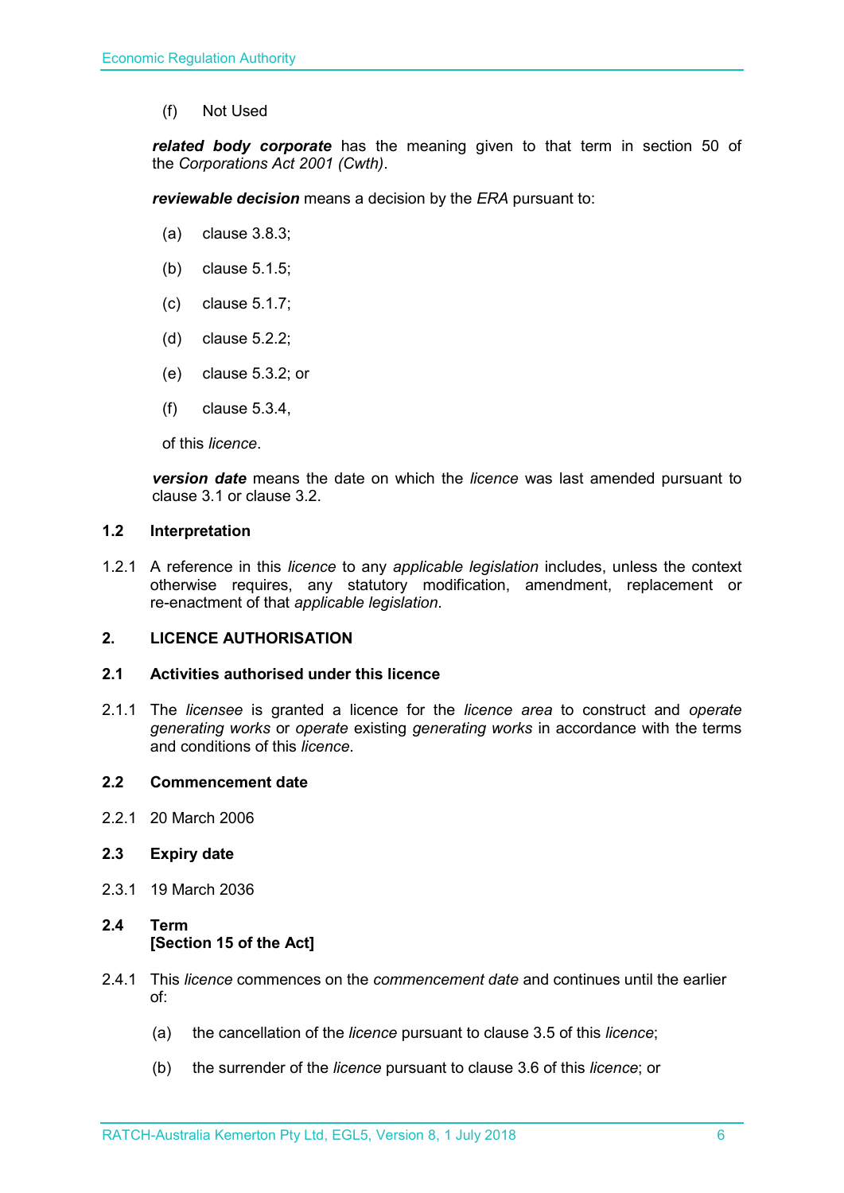(f) Not Used

***related body corporate*** has the meaning given to that term in section 50 of the *Corporations Act 2001 (Cwth)*.

***reviewable decision*** means a decision by the *ERA* pursuant to:

(a) clause 3.8.3;

(b) clause 5.1.5;

(c) clause 5.1.7;

(d) clause 5.2.2;

(e) clause 5.3.2; or

(f) clause 5.3.4,

of this *licence*.

***version date*** means the date on which the *licence* was last amended pursuant to clause 3.1 or clause 3.2.

### 1.2 Interpretation

1.2.1 A reference in this *licence* to any *applicable legislation* includes, unless the context otherwise requires, any statutory modification, amendment, replacement or re-enactment of that *applicable legislation*.

## 2. LICENCE AUTHORISATION

### 2.1 Activities authorised under this licence

2.1.1 The *licensee* is granted a licence for the *licence area* to construct and *operate generating works* or *operate* existing *generating works* in accordance with the terms and conditions of this *licence*.

### 2.2 Commencement date

2.2.1 20 March 2006

### 2.3 Expiry date

2.3.1 19 March 2036

### 2.4 Term [Section 15 of the Act]

2.4.1 This *licence* commences on the *commencement date* and continues until the earlier of:

(a) the cancellation of the *licence* pursuant to clause 3.5 of this *licence*;

(b) the surrender of the *licence* pursuant to clause 3.6 of this *licence*; or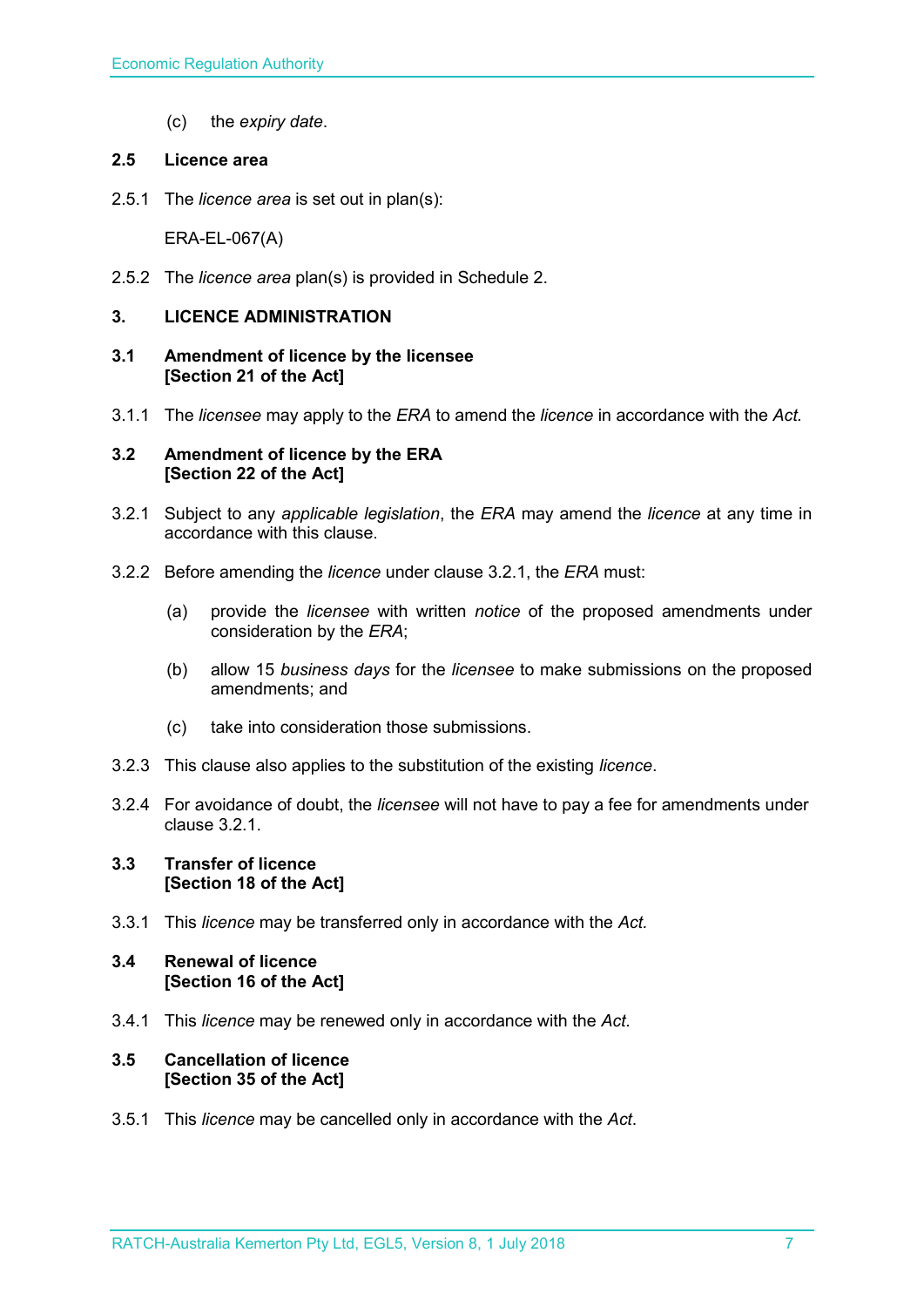(c) the *expiry date*.

### 2.5 Licence area

2.5.1 The *licence area* is set out in plan(s):

ERA-EL-067(A)

2.5.2 The *licence area* plan(s) is provided in Schedule 2.

## 3. LICENCE ADMINISTRATION

### 3.1 Amendment of licence by the licensee [Section 21 of the Act]

3.1.1 The *licensee* may apply to the *ERA* to amend the *licence* in accordance with the *Act.*

### 3.2 Amendment of licence by the ERA [Section 22 of the Act]

3.2.1 Subject to any *applicable legislation*, the *ERA* may amend the *licence* at any time in accordance with this clause.

3.2.2 Before amending the *licence* under clause 3.2.1, the *ERA* must:

(a) provide the *licensee* with written *notice* of the proposed amendments under consideration by the *ERA*;

(b) allow 15 *business days* for the *licensee* to make submissions on the proposed amendments; and

(c) take into consideration those submissions.

3.2.3 This clause also applies to the substitution of the existing *licence*.

3.2.4 For avoidance of doubt, the *licensee* will not have to pay a fee for amendments under clause 3.2.1.

### 3.3 Transfer of licence [Section 18 of the Act]

3.3.1 This *licence* may be transferred only in accordance with the *Act.*

### 3.4 Renewal of licence [Section 16 of the Act]

3.4.1 This *licence* may be renewed only in accordance with the *Act*.

### 3.5 Cancellation of licence [Section 35 of the Act]

3.5.1 This *licence* may be cancelled only in accordance with the *Act*.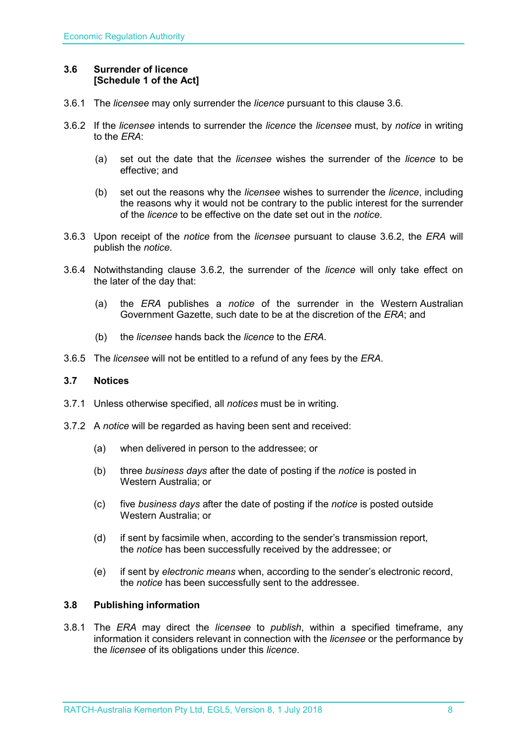### 3.6 Surrender of licence [Schedule 1 of the Act]

3.6.1 The *licensee* may only surrender the *licence* pursuant to this clause 3.6.

3.6.2 If the *licensee* intends to surrender the *licence* the *licensee* must, by *notice* in writing to the *ERA*:

(a) set out the date that the *licensee* wishes the surrender of the *licence* to be effective; and

(b) set out the reasons why the *licensee* wishes to surrender the *licence*, including the reasons why it would not be contrary to the public interest for the surrender of the *licence* to be effective on the date set out in the *notice*.

3.6.3 Upon receipt of the *notice* from the *licensee* pursuant to clause 3.6.2, the *ERA* will publish the *notice*.

3.6.4 Notwithstanding clause 3.6.2, the surrender of the *licence* will only take effect on the later of the day that:

(a) the *ERA* publishes a *notice* of the surrender in the Western Australian Government Gazette, such date to be at the discretion of the *ERA*; and

(b) the *licensee* hands back the *licence* to the *ERA*.

3.6.5 The *licensee* will not be entitled to a refund of any fees by the *ERA*.

### 3.7 Notices

3.7.1 Unless otherwise specified, all *notices* must be in writing.

3.7.2 A *notice* will be regarded as having been sent and received:

(a) when delivered in person to the addressee; or

(b) three *business days* after the date of posting if the *notice* is posted in Western Australia; or

(c) five *business days* after the date of posting if the *notice* is posted outside Western Australia; or

(d) if sent by facsimile when, according to the sender's transmission report, the *notice* has been successfully received by the addressee; or

(e) if sent by *electronic means* when, according to the sender's electronic record, the *notice* has been successfully sent to the addressee.

### 3.8 Publishing information

3.8.1 The *ERA* may direct the *licensee* to *publish*, within a specified timeframe, any information it considers relevant in connection with the *licensee* or the performance by the *licensee* of its obligations under this *licence*.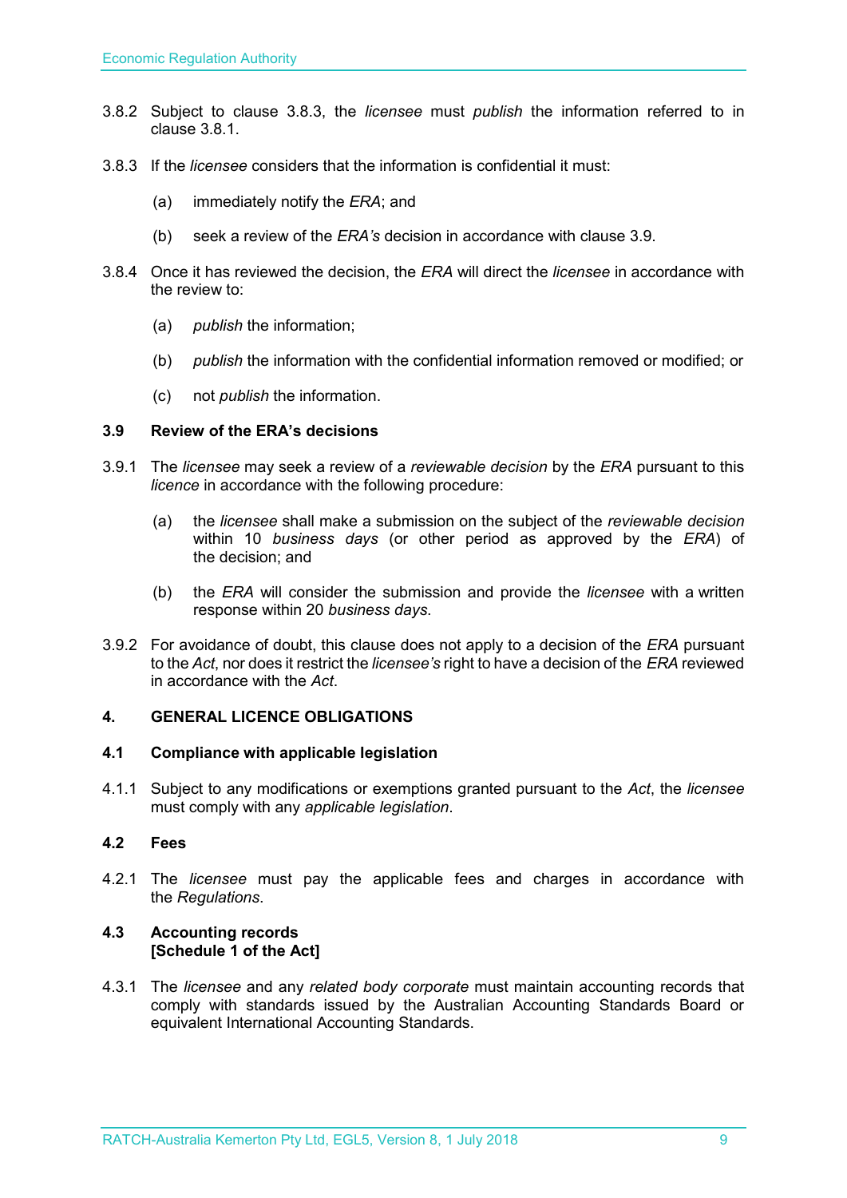3.8.2 Subject to clause 3.8.3, the *licensee* must *publish* the information referred to in clause 3.8.1.

3.8.3 If the *licensee* considers that the information is confidential it must:

(a) immediately notify the *ERA*; and

(b) seek a review of the *ERA's* decision in accordance with clause 3.9.

3.8.4 Once it has reviewed the decision, the *ERA* will direct the *licensee* in accordance with the review to:

(a) *publish* the information;

(b) *publish* the information with the confidential information removed or modified; or

(c) not *publish* the information.

### 3.9 Review of the ERA's decisions

3.9.1 The *licensee* may seek a review of a *reviewable decision* by the *ERA* pursuant to this *licence* in accordance with the following procedure:

(a) the *licensee* shall make a submission on the subject of the *reviewable decision* within 10 *business days* (or other period as approved by the *ERA*) of the decision; and

(b) the *ERA* will consider the submission and provide the *licensee* with a written response within 20 *business days*.

3.9.2 For avoidance of doubt, this clause does not apply to a decision of the *ERA* pursuant to the *Act*, nor does it restrict the *licensee's* right to have a decision of the *ERA* reviewed in accordance with the *Act*.

## 4. GENERAL LICENCE OBLIGATIONS

### 4.1 Compliance with applicable legislation

4.1.1 Subject to any modifications or exemptions granted pursuant to the *Act*, the *licensee* must comply with any *applicable legislation*.

### 4.2 Fees

4.2.1 The *licensee* must pay the applicable fees and charges in accordance with the *Regulations*.

### 4.3 Accounting records [Schedule 1 of the Act]

4.3.1 The *licensee* and any *related body corporate* must maintain accounting records that comply with standards issued by the Australian Accounting Standards Board or equivalent International Accounting Standards.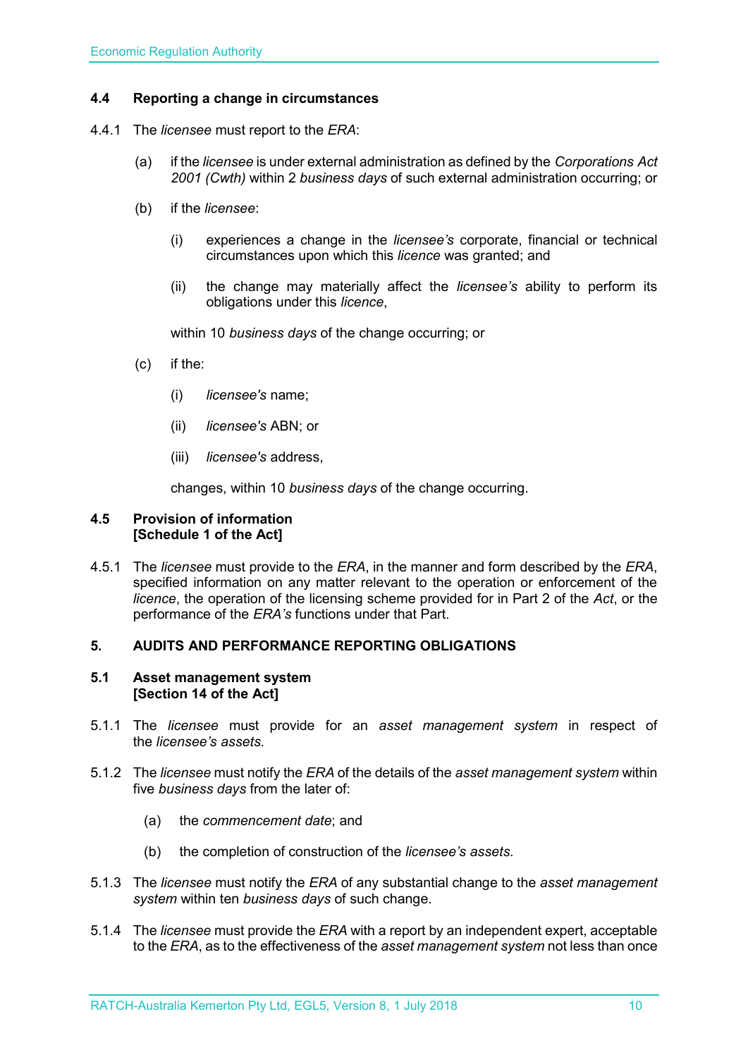### 4.4 Reporting a change in circumstances

4.4.1 The *licensee* must report to the *ERA*:

(a) if the *licensee* is under external administration as defined by the *Corporations Act 2001 (Cwth)* within 2 *business days* of such external administration occurring; or

(b) if the *licensee*:

(i) experiences a change in the *licensee's* corporate, financial or technical circumstances upon which this *licence* was granted; and

(ii) the change may materially affect the *licensee's* ability to perform its obligations under this *licence*,

within 10 *business days* of the change occurring; or

(c) if the:

(i) *licensee's* name;

(ii) *licensee's* ABN; or

(iii) *licensee's* address,

changes, within 10 *business days* of the change occurring.

### 4.5 Provision of information [Schedule 1 of the Act]

4.5.1 The *licensee* must provide to the *ERA*, in the manner and form described by the *ERA*, specified information on any matter relevant to the operation or enforcement of the *licence*, the operation of the licensing scheme provided for in Part 2 of the *Act*, or the performance of the *ERA's* functions under that Part.

## 5. AUDITS AND PERFORMANCE REPORTING OBLIGATIONS

### 5.1 Asset management system [Section 14 of the Act]

5.1.1 The *licensee* must provide for an *asset management system* in respect of the *licensee's assets*.

5.1.2 The *licensee* must notify the *ERA* of the details of the *asset management system* within five *business days* from the later of:

(a) the *commencement date*; and

(b) the completion of construction of the *licensee's assets*.

5.1.3 The *licensee* must notify the *ERA* of any substantial change to the *asset management system* within ten *business days* of such change.

5.1.4 The *licensee* must provide the *ERA* with a report by an independent expert, acceptable to the *ERA*, as to the effectiveness of the *asset management system* not less than once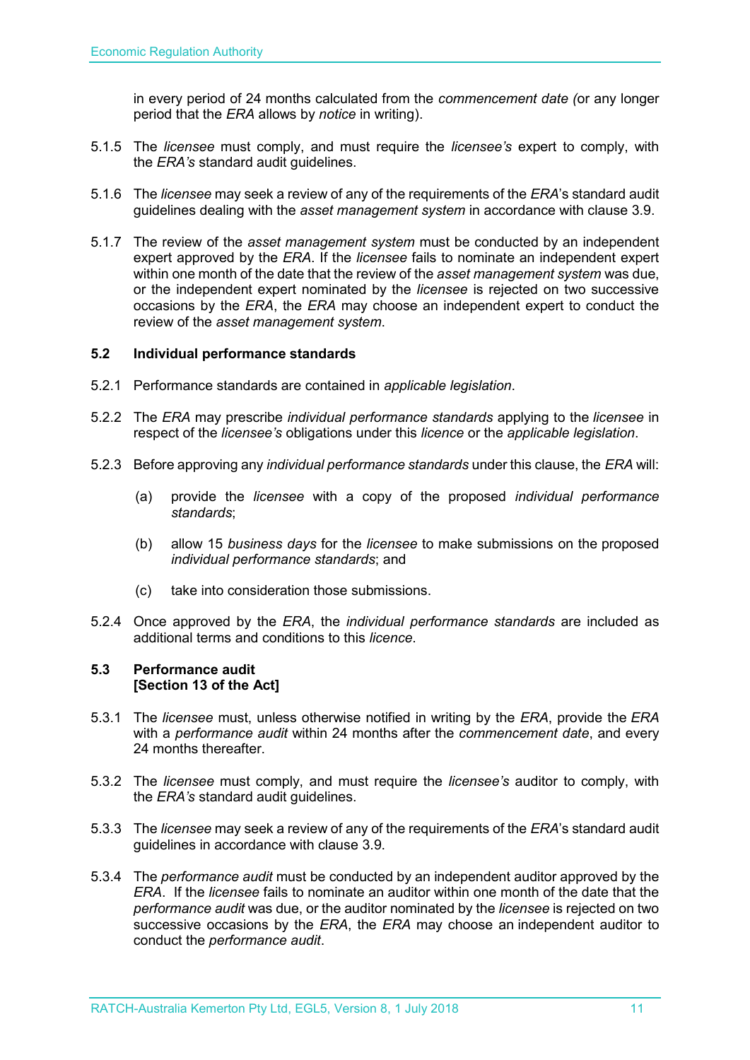in every period of 24 months calculated from the *commencement date (*or any longer period that the *ERA* allows by *notice* in writing).

5.1.5 The *licensee* must comply, and must require the *licensee's* expert to comply, with the *ERA's* standard audit guidelines.

5.1.6 The *licensee* may seek a review of any of the requirements of the *ERA*'s standard audit guidelines dealing with the *asset management system* in accordance with clause 3.9.

5.1.7 The review of the *asset management system* must be conducted by an independent expert approved by the *ERA*. If the *licensee* fails to nominate an independent expert within one month of the date that the review of the *asset management system* was due, or the independent expert nominated by the *licensee* is rejected on two successive occasions by the *ERA*, the *ERA* may choose an independent expert to conduct the review of the *asset management system*.

### 5.2 Individual performance standards

5.2.1 Performance standards are contained in *applicable legislation*.

5.2.2 The *ERA* may prescribe *individual performance standards* applying to the *licensee* in respect of the *licensee's* obligations under this *licence* or the *applicable legislation*.

5.2.3 Before approving any *individual performance standards* under this clause, the *ERA* will:

(a) provide the *licensee* with a copy of the proposed *individual performance standards*;

(b) allow 15 *business days* for the *licensee* to make submissions on the proposed *individual performance standards*; and

(c) take into consideration those submissions.

5.2.4 Once approved by the *ERA*, the *individual performance standards* are included as additional terms and conditions to this *licence*.

### 5.3 Performance audit [Section 13 of the Act]

5.3.1 The *licensee* must, unless otherwise notified in writing by the *ERA*, provide the *ERA* with a *performance audit* within 24 months after the *commencement date*, and every 24 months thereafter.

5.3.2 The *licensee* must comply, and must require the *licensee's* auditor to comply, with the *ERA's* standard audit guidelines.

5.3.3 The *licensee* may seek a review of any of the requirements of the *ERA*'s standard audit guidelines in accordance with clause 3.9.

5.3.4 The *performance audit* must be conducted by an independent auditor approved by the *ERA*. If the *licensee* fails to nominate an auditor within one month of the date that the *performance audit* was due, or the auditor nominated by the *licensee* is rejected on two successive occasions by the *ERA*, the *ERA* may choose an independent auditor to conduct the *performance audit*.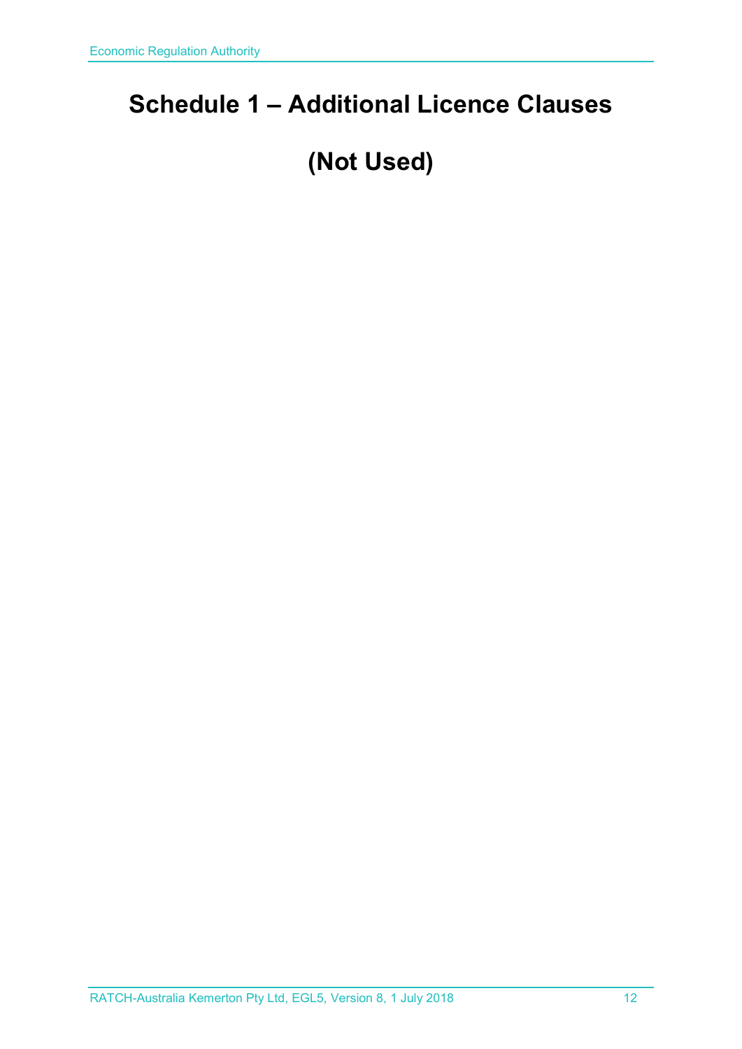# Schedule 1 – Additional Licence Clauses

# (Not Used)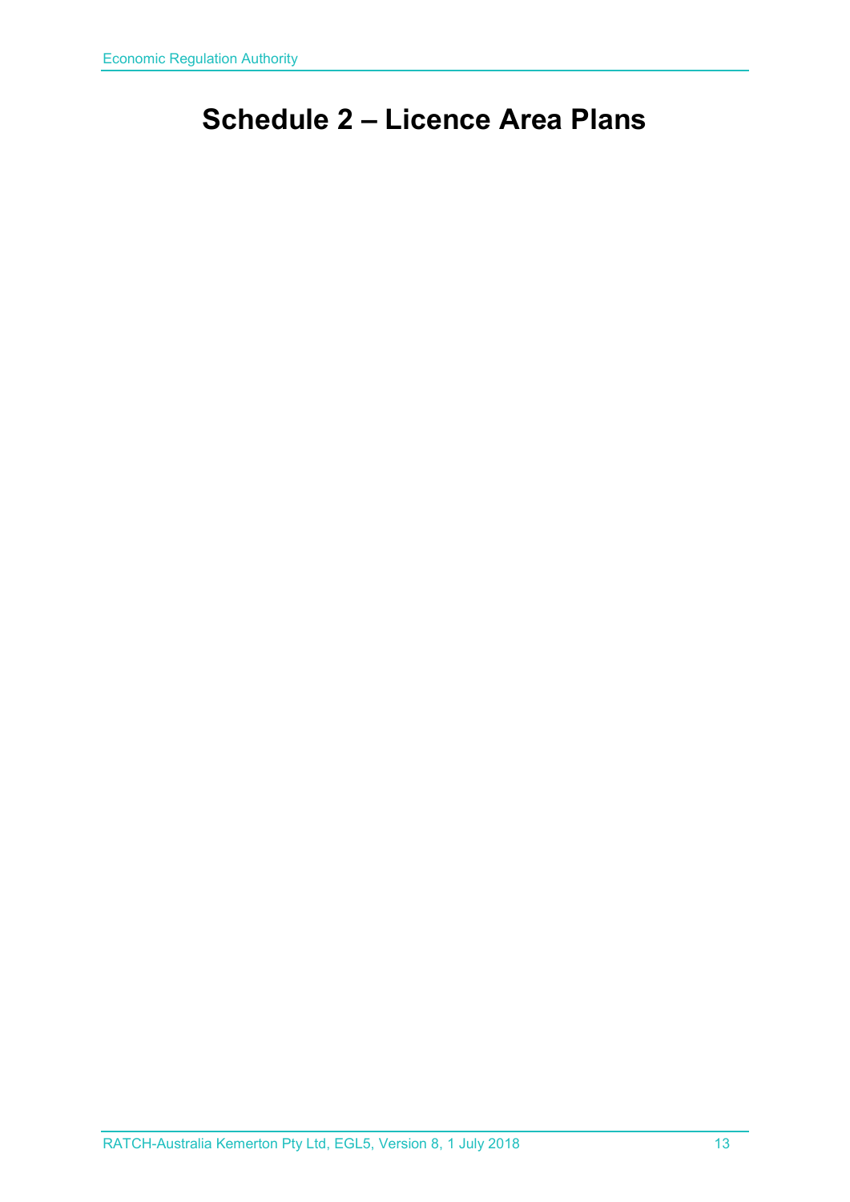# Schedule 2 – Licence Area Plans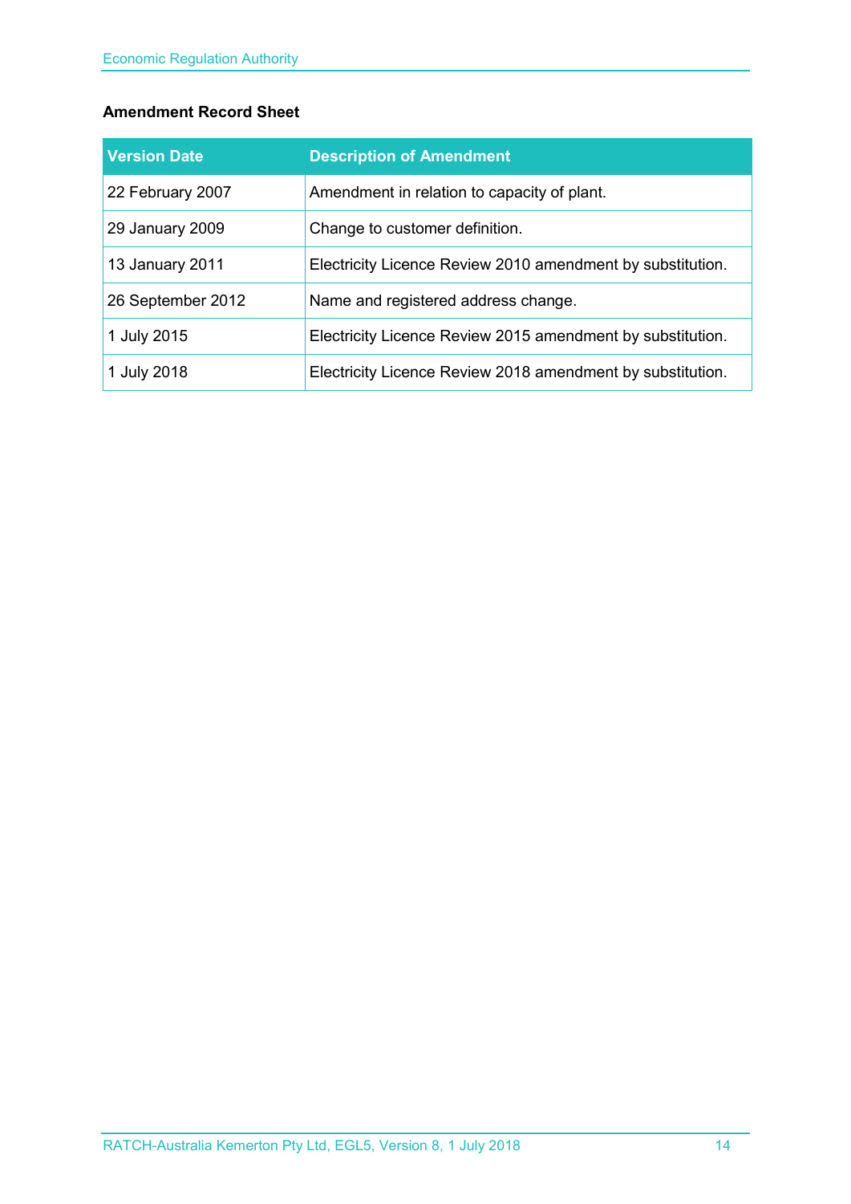**Amendment Record Sheet**

| Version Date | Description of Amendment |
| --- | --- |
| 22 February 2007 | Amendment in relation to capacity of plant. |
| 29 January 2009 | Change to customer definition. |
| 13 January 2011 | Electricity Licence Review 2010 amendment by substitution. |
| 26 September 2012 | Name and registered address change. |
| 1 July 2015 | Electricity Licence Review 2015 amendment by substitution. |
| 1 July 2018 | Electricity Licence Review 2018 amendment by substitution. |